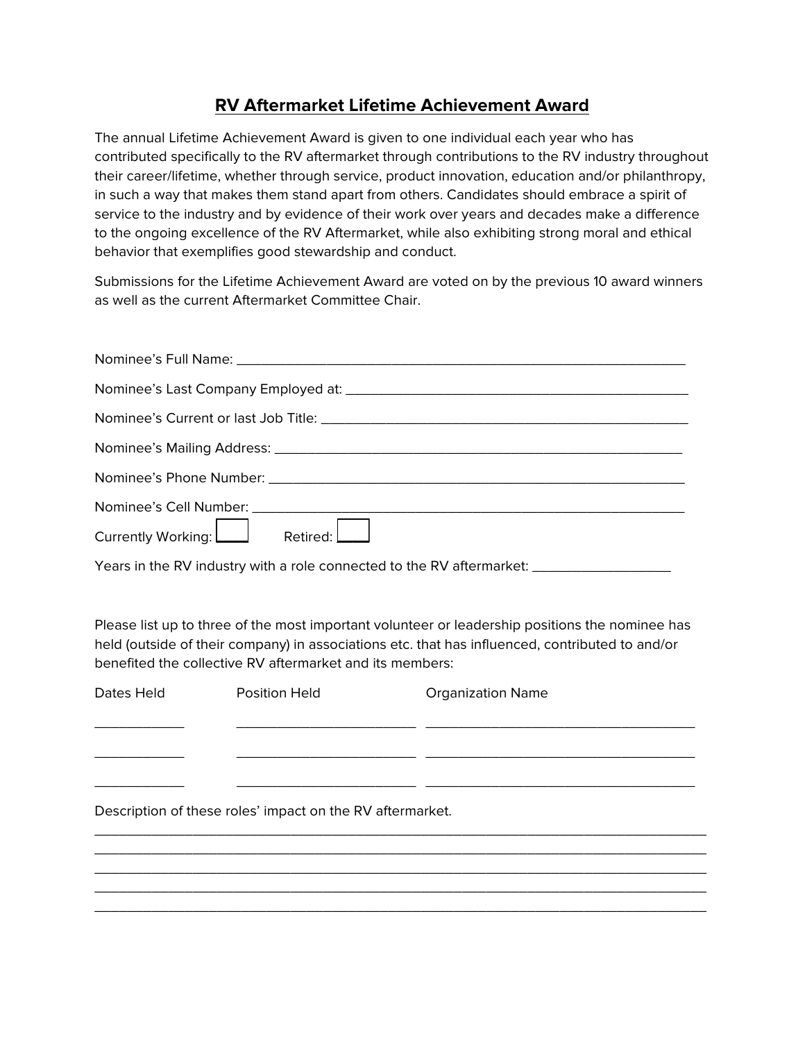# RV Aftermarket Lifetime Achievement Award

The annual Lifetime Achievement Award is given to one individual each year who has contributed specifically to the RV aftermarket through contributions to the RV industry throughout their career/lifetime, whether through service, product innovation, education and/or philanthropy, in such a way that makes them stand apart from others. Candidates should embrace a spirit of service to the industry and by evidence of their work over years and decades make a difference to the ongoing excellence of the RV Aftermarket, while also exhibiting strong moral and ethical behavior that exemplifies good stewardship and conduct.

Submissions for the Lifetime Achievement Award are voted on by the previous 10 award winners as well as the current Aftermarket Committee Chair.

Nominee's Full Name: ______________________________________________________________

Nominee's Last Company Employed at: _______________________________________________

Nominee's Current or last Job Title: _________________________________________________

Nominee's Mailing Address: _________________________________________________________

Nominee's Phone Number: ___________________________________________________________

Nominee's Cell Number: _____________________________________________________________

Currently Working: ☐ Retired: ☐

Years in the RV industry with a role connected to the RV aftermarket: ___________________

Please list up to three of the most important volunteer or leadership positions the nominee has held (outside of their company) in associations etc. that has influenced, contributed to and/or benefited the collective RV aftermarket and its members:

| Dates Held | Position Held | Organization Name |
| --- | --- | --- |
| ____________ | ________________________ | ____________________________________ |
| ____________ | ________________________ | ____________________________________ |
| ____________ | ________________________ | ____________________________________ |

Description of these roles' impact on the RV aftermarket.

_____________________________________________________________________________________
_____________________________________________________________________________________
_____________________________________________________________________________________
_____________________________________________________________________________________
_____________________________________________________________________________________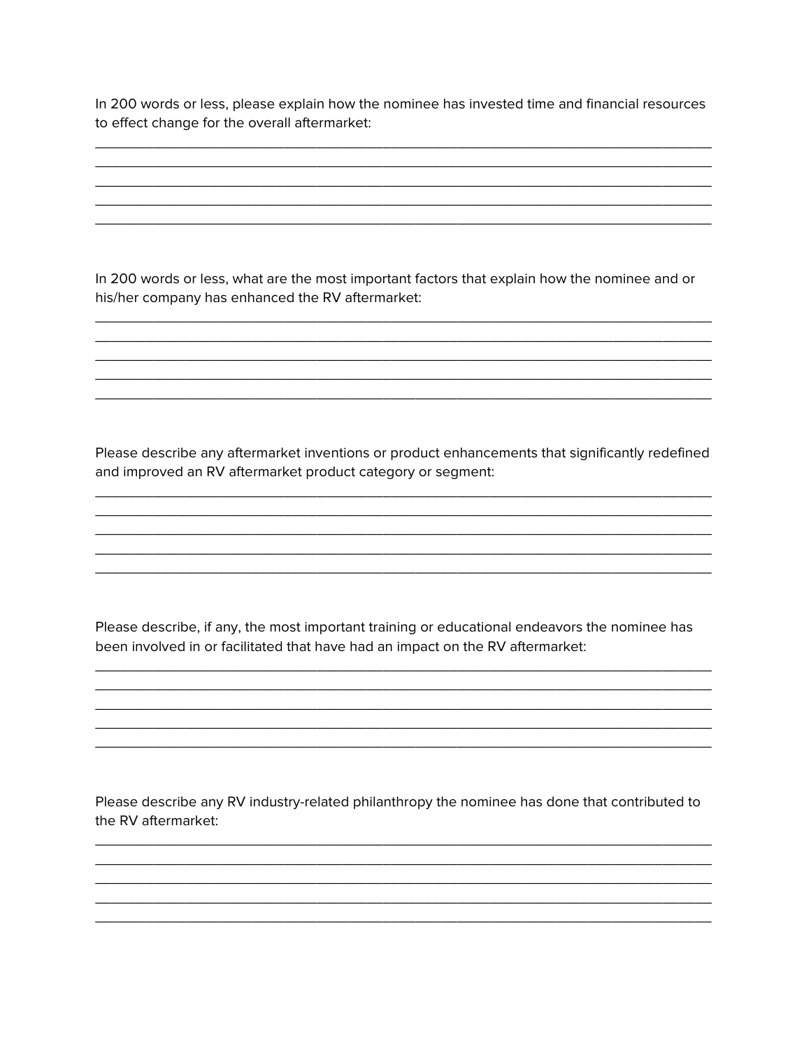In 200 words or less, please explain how the nominee has invested time and financial resources to effect change for the overall aftermarket:

_______________________________________________________________________________
_______________________________________________________________________________
_______________________________________________________________________________
_______________________________________________________________________________
_______________________________________________________________________________

In 200 words or less, what are the most important factors that explain how the nominee and or his/her company has enhanced the RV aftermarket:

_______________________________________________________________________________
_______________________________________________________________________________
_______________________________________________________________________________
_______________________________________________________________________________
_______________________________________________________________________________

Please describe any aftermarket inventions or product enhancements that significantly redefined and improved an RV aftermarket product category or segment:

_______________________________________________________________________________
_______________________________________________________________________________
_______________________________________________________________________________
_______________________________________________________________________________
_______________________________________________________________________________

Please describe, if any, the most important training or educational endeavors the nominee has been involved in or facilitated that have had an impact on the RV aftermarket:

_______________________________________________________________________________
_______________________________________________________________________________
_______________________________________________________________________________
_______________________________________________________________________________
_______________________________________________________________________________

Please describe any RV industry-related philanthropy the nominee has done that contributed to the RV aftermarket:

_______________________________________________________________________________
_______________________________________________________________________________
_______________________________________________________________________________
_______________________________________________________________________________
_______________________________________________________________________________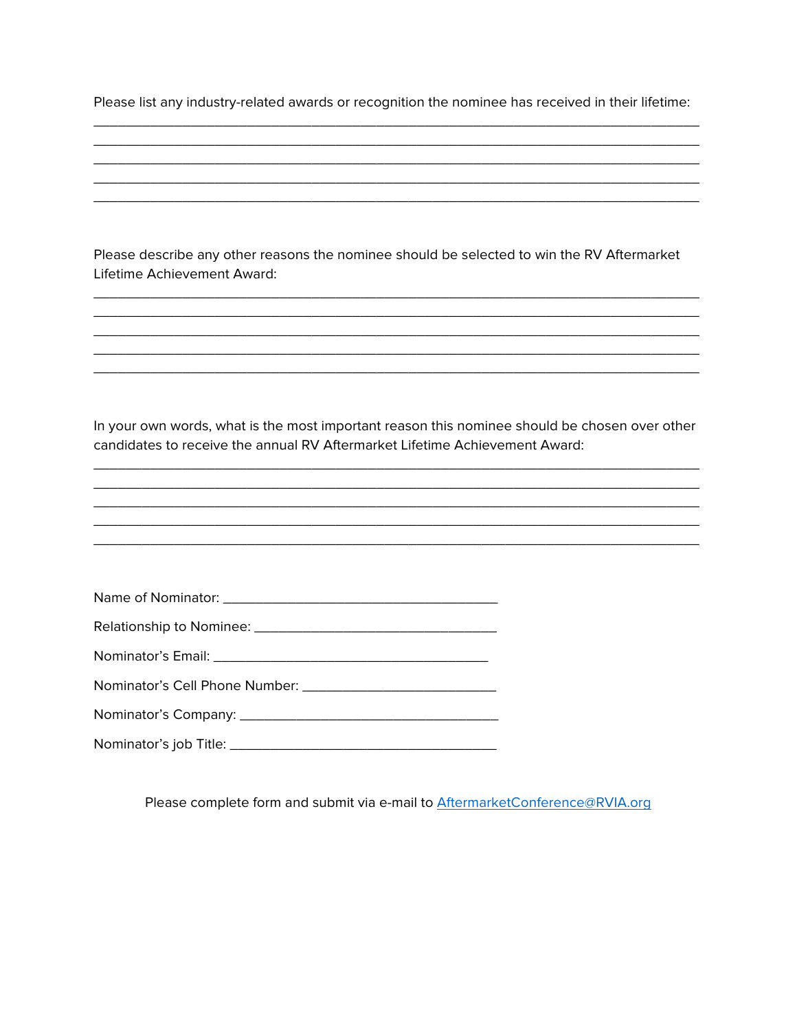Please list any industry-related awards or recognition the nominee has received in their lifetime:

______________________________________________________________________________
______________________________________________________________________________
______________________________________________________________________________
______________________________________________________________________________
______________________________________________________________________________

Please describe any other reasons the nominee should be selected to win the RV Aftermarket Lifetime Achievement Award:

______________________________________________________________________________
______________________________________________________________________________
______________________________________________________________________________
______________________________________________________________________________
______________________________________________________________________________

In your own words, what is the most important reason this nominee should be chosen over other candidates to receive the annual RV Aftermarket Lifetime Achievement Award:

______________________________________________________________________________
______________________________________________________________________________
______________________________________________________________________________
______________________________________________________________________________
______________________________________________________________________________

Name of Nominator: ____________________________________

Relationship to Nominee: ________________________________

Nominator's Email: ____________________________________

Nominator's Cell Phone Number: __________________________

Nominator's Company: __________________________________

Nominator's job Title: __________________________________

Please complete form and submit via e-mail to AftermarketConference@RVIA.org